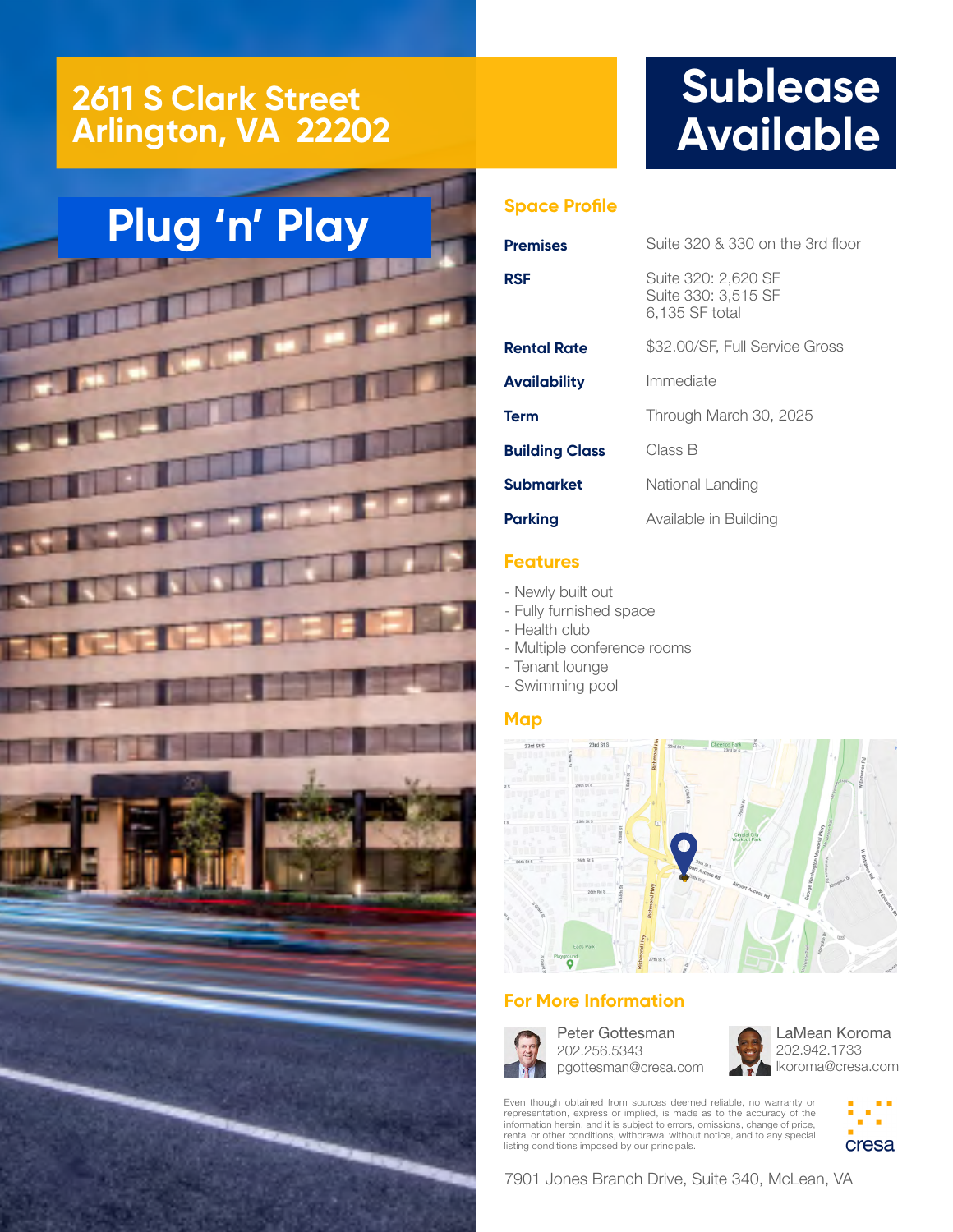# 2611 S Clark Street
# Arlington, VA 22202

# Sublease Available

## Plug 'n' Play

## Space Profile

| | |
|---|---|
| **Premises** | Suite 320 & 330 on the 3rd floor |
| **RSF** | Suite 320: 2,620 SF<br>Suite 330: 3,515 SF<br>6,135 SF total |
| **Rental Rate** | $32.00/SF, Full Service Gross |
| **Availability** | Immediate |
| **Term** | Through March 30, 2025 |
| **Building Class** | Class B |
| **Submarket** | National Landing |
| **Parking** | Available in Building |

## Features

- Newly built out
- Fully furnished space
- Health club
- Multiple conference rooms
- Tenant lounge
- Swimming pool

## Map

## For More Information

Peter Gottesman
202.256.5343
pgottesman@cresa.com

LaMean Koroma
202.942.1733
lkoroma@cresa.com

Even though obtained from sources deemed reliable, no warranty or representation, express or implied, is made as to the accuracy of the information herein, and it is subject to errors, omissions, change of price, rental or other conditions, withdrawal without notice, and to any special listing conditions imposed by our principals.

cresa

7901 Jones Branch Drive, Suite 340, McLean, VA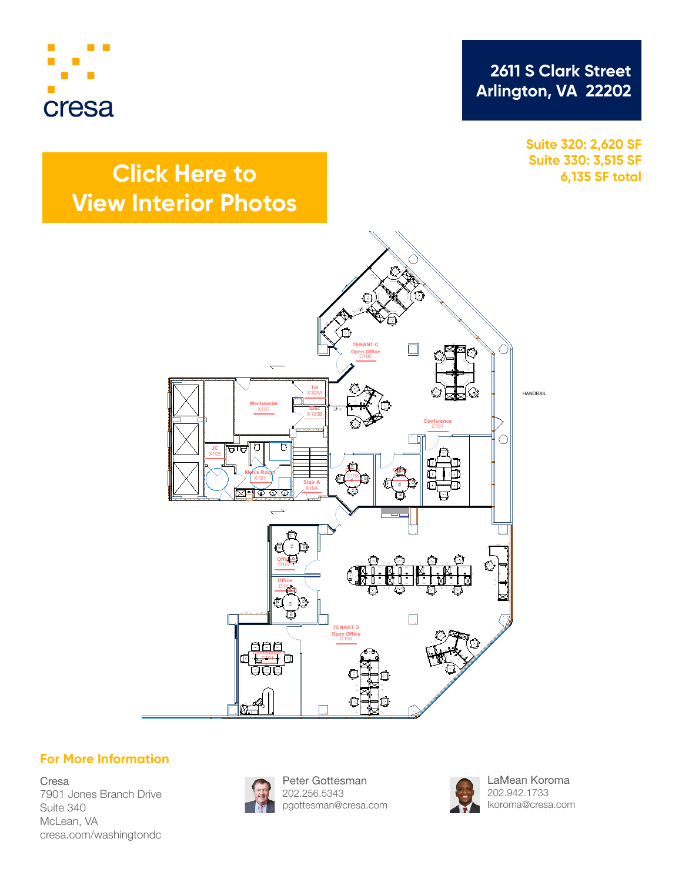cresa

**2611 S Clark Street**
**Arlington, VA 22202**

**Click Here to View Interior Photos**

**Suite 320: 2,620 SF**
**Suite 330: 3,515 SF**
**6,135 SF total**

TENANT C
Open Office
C100

Tel
X103A

Mechanical
X103

Elec
X103B

Conference
C101

JC
X105

Men's Room
X101

Stair A
X10A

HANDRAIL

Office
D101

Office
D102

TENANT D
Open Office
D100

## For More Information

Cresa
7901 Jones Branch Drive
Suite 340
McLean, VA
cresa.com/washingtondc

Peter Gottesman
202.256.5343
pgottesman@cresa.com

LaMean Koroma
202.942.1733
lkoroma@cresa.com